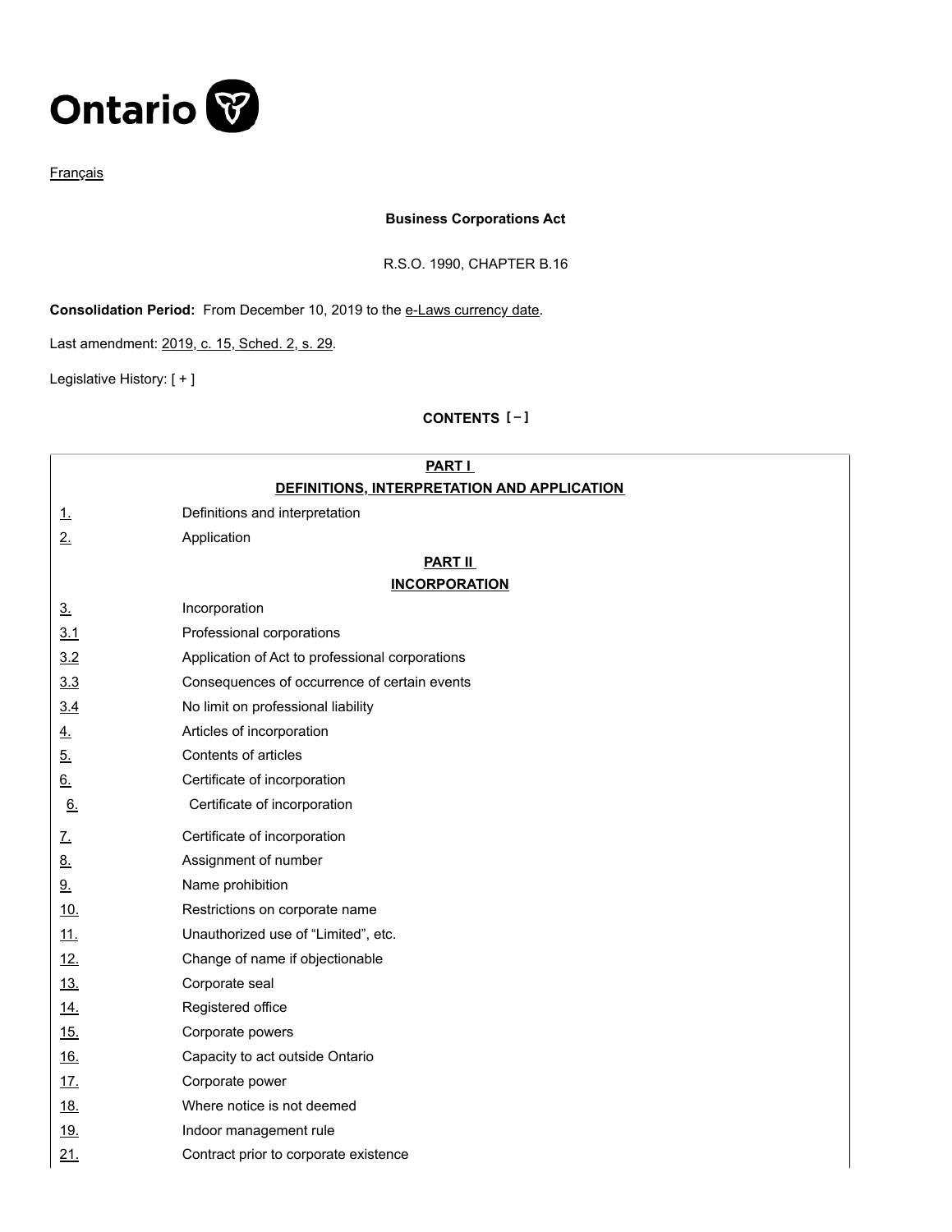Ontario

Français

**Business Corporations Act**

R.S.O. 1990, CHAPTER B.16

**Consolidation Period:** From December 10, 2019 to the e-Laws currency date.

Last amendment: 2019, c. 15, Sched. 2, s. 29.

Legislative History: [ + ]

**CONTENTS [ − ]**

| | |
|---|---|
| | **PART I** |
| | **DEFINITIONS, INTERPRETATION AND APPLICATION** |
| 1. | Definitions and interpretation |
| 2. | Application |
| | **PART II** |
| | **INCORPORATION** |
| 3. | Incorporation |
| 3.1 | Professional corporations |
| 3.2 | Application of Act to professional corporations |
| 3.3 | Consequences of occurrence of certain events |
| 3.4 | No limit on professional liability |
| 4. | Articles of incorporation |
| 5. | Contents of articles |
| 6. | Certificate of incorporation |
| 6. | Certificate of incorporation |
| 7. | Certificate of incorporation |
| 8. | Assignment of number |
| 9. | Name prohibition |
| 10. | Restrictions on corporate name |
| 11. | Unauthorized use of “Limited”, etc. |
| 12. | Change of name if objectionable |
| 13. | Corporate seal |
| 14. | Registered office |
| 15. | Corporate powers |
| 16. | Capacity to act outside Ontario |
| 17. | Corporate power |
| 18. | Where notice is not deemed |
| 19. | Indoor management rule |
| 21. | Contract prior to corporate existence |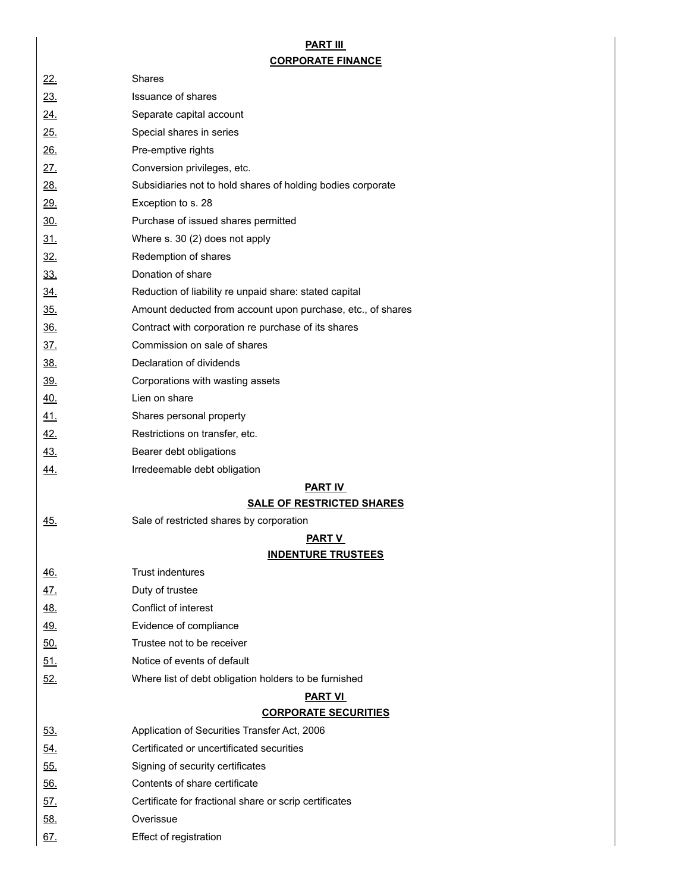**PART III**

**CORPORATE FINANCE**

| | |
|---|---|
| 22. | Shares |
| 23. | Issuance of shares |
| 24. | Separate capital account |
| 25. | Special shares in series |
| 26. | Pre-emptive rights |
| 27. | Conversion privileges, etc. |
| 28. | Subsidiaries not to hold shares of holding bodies corporate |
| 29. | Exception to s. 28 |
| 30. | Purchase of issued shares permitted |
| 31. | Where s. 30 (2) does not apply |
| 32. | Redemption of shares |
| 33. | Donation of share |
| 34. | Reduction of liability re unpaid share: stated capital |
| 35. | Amount deducted from account upon purchase, etc., of shares |
| 36. | Contract with corporation re purchase of its shares |
| 37. | Commission on sale of shares |
| 38. | Declaration of dividends |
| 39. | Corporations with wasting assets |
| 40. | Lien on share |
| 41. | Shares personal property |
| 42. | Restrictions on transfer, etc. |
| 43. | Bearer debt obligations |
| 44. | Irredeemable debt obligation |

**PART IV**

**SALE OF RESTRICTED SHARES**

| | |
|---|---|
| 45. | Sale of restricted shares by corporation |

**PART V**

**INDENTURE TRUSTEES**

| | |
|---|---|
| 46. | Trust indentures |
| 47. | Duty of trustee |
| 48. | Conflict of interest |
| 49. | Evidence of compliance |
| 50. | Trustee not to be receiver |
| 51. | Notice of events of default |
| 52. | Where list of debt obligation holders to be furnished |

**PART VI**

**CORPORATE SECURITIES**

| | |
|---|---|
| 53. | Application of Securities Transfer Act, 2006 |
| 54. | Certificated or uncertificated securities |
| 55. | Signing of security certificates |
| 56. | Contents of share certificate |
| 57. | Certificate for fractional share or scrip certificates |
| 58. | Overissue |
| 67. | Effect of registration |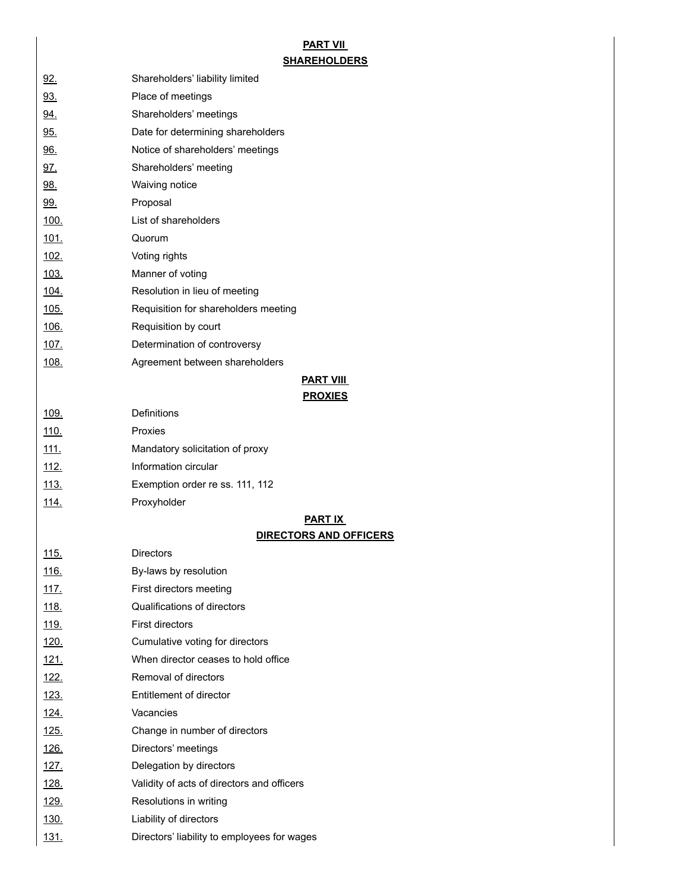## PART VII
## SHAREHOLDERS

| | |
|---|---|
| 92. | Shareholders' liability limited |
| 93. | Place of meetings |
| 94. | Shareholders' meetings |
| 95. | Date for determining shareholders |
| 96. | Notice of shareholders' meetings |
| 97. | Shareholders' meeting |
| 98. | Waiving notice |
| 99. | Proposal |
| 100. | List of shareholders |
| 101. | Quorum |
| 102. | Voting rights |
| 103. | Manner of voting |
| 104. | Resolution in lieu of meeting |
| 105. | Requisition for shareholders meeting |
| 106. | Requisition by court |
| 107. | Determination of controversy |
| 108. | Agreement between shareholders |

## PART VIII
## PROXIES

| | |
|---|---|
| 109. | Definitions |
| 110. | Proxies |
| 111. | Mandatory solicitation of proxy |
| 112. | Information circular |
| 113. | Exemption order re ss. 111, 112 |
| 114. | Proxyholder |

## PART IX
## DIRECTORS AND OFFICERS

| | |
|---|---|
| 115. | Directors |
| 116. | By-laws by resolution |
| 117. | First directors meeting |
| 118. | Qualifications of directors |
| 119. | First directors |
| 120. | Cumulative voting for directors |
| 121. | When director ceases to hold office |
| 122. | Removal of directors |
| 123. | Entitlement of director |
| 124. | Vacancies |
| 125. | Change in number of directors |
| 126. | Directors' meetings |
| 127. | Delegation by directors |
| 128. | Validity of acts of directors and officers |
| 129. | Resolutions in writing |
| 130. | Liability of directors |
| 131. | Directors' liability to employees for wages |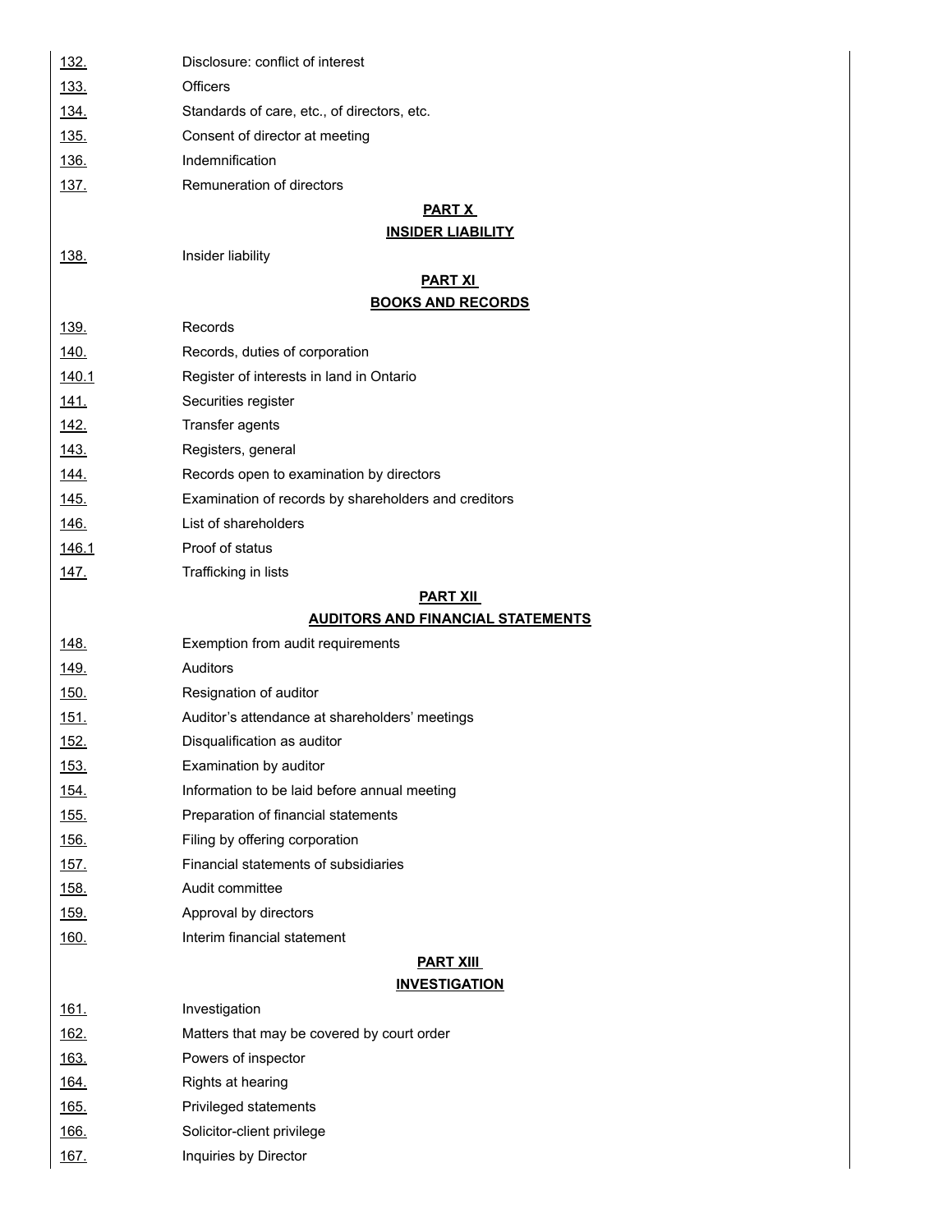| | |
|---|---|
| 132. | Disclosure: conflict of interest |
| 133. | Officers |
| 134. | Standards of care, etc., of directors, etc. |
| 135. | Consent of director at meeting |
| 136. | Indemnification |
| 137. | Remuneration of directors |

## PART X
## INSIDER LIABILITY

| | |
|---|---|
| 138. | Insider liability |

## PART XI
## BOOKS AND RECORDS

| | |
|---|---|
| 139. | Records |
| 140. | Records, duties of corporation |
| 140.1 | Register of interests in land in Ontario |
| 141. | Securities register |
| 142. | Transfer agents |
| 143. | Registers, general |
| 144. | Records open to examination by directors |
| 145. | Examination of records by shareholders and creditors |
| 146. | List of shareholders |
| 146.1 | Proof of status |
| 147. | Trafficking in lists |

## PART XII
## AUDITORS AND FINANCIAL STATEMENTS

| | |
|---|---|
| 148. | Exemption from audit requirements |
| 149. | Auditors |
| 150. | Resignation of auditor |
| 151. | Auditor's attendance at shareholders' meetings |
| 152. | Disqualification as auditor |
| 153. | Examination by auditor |
| 154. | Information to be laid before annual meeting |
| 155. | Preparation of financial statements |
| 156. | Filing by offering corporation |
| 157. | Financial statements of subsidiaries |
| 158. | Audit committee |
| 159. | Approval by directors |
| 160. | Interim financial statement |

## PART XIII
## INVESTIGATION

| | |
|---|---|
| 161. | Investigation |
| 162. | Matters that may be covered by court order |
| 163. | Powers of inspector |
| 164. | Rights at hearing |
| 165. | Privileged statements |
| 166. | Solicitor-client privilege |
| 167. | Inquiries by Director |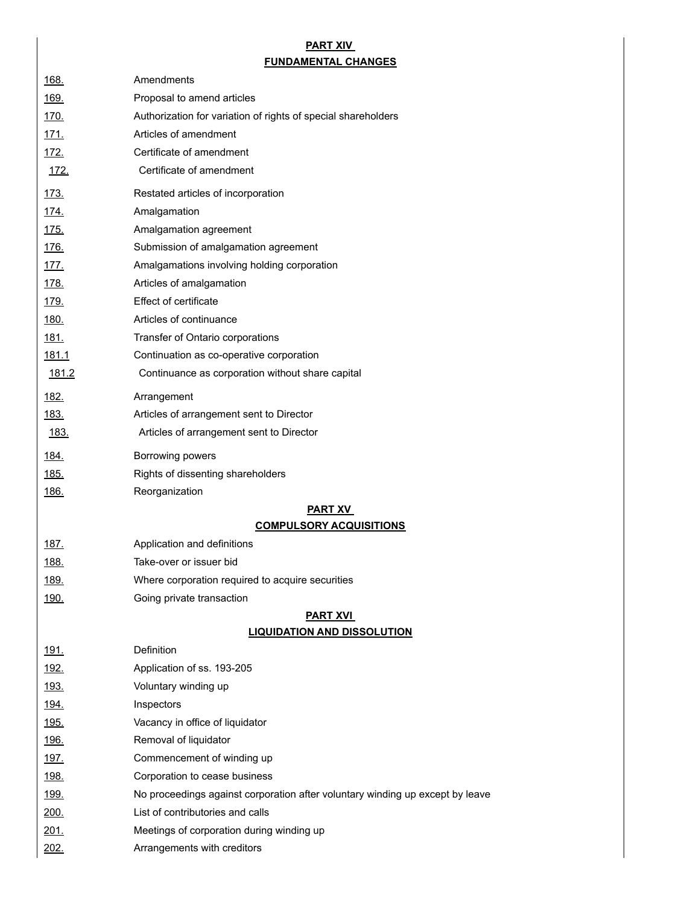**PART XIV**
**FUNDAMENTAL CHANGES**

| | |
|---|---|
| 168. | Amendments |
| 169. | Proposal to amend articles |
| 170. | Authorization for variation of rights of special shareholders |
| 171. | Articles of amendment |
| 172. | Certificate of amendment |
| 172. | Certificate of amendment |
| 173. | Restated articles of incorporation |
| 174. | Amalgamation |
| 175. | Amalgamation agreement |
| 176. | Submission of amalgamation agreement |
| 177. | Amalgamations involving holding corporation |
| 178. | Articles of amalgamation |
| 179. | Effect of certificate |
| 180. | Articles of continuance |
| 181. | Transfer of Ontario corporations |
| 181.1 | Continuation as co-operative corporation |
| 181.2 | Continuance as corporation without share capital |
| 182. | Arrangement |
| 183. | Articles of arrangement sent to Director |
| 183. | Articles of arrangement sent to Director |
| 184. | Borrowing powers |
| 185. | Rights of dissenting shareholders |
| 186. | Reorganization |

**PART XV**
**COMPULSORY ACQUISITIONS**

| | |
|---|---|
| 187. | Application and definitions |
| 188. | Take-over or issuer bid |
| 189. | Where corporation required to acquire securities |
| 190. | Going private transaction |

**PART XVI**
**LIQUIDATION AND DISSOLUTION**

| | |
|---|---|
| 191. | Definition |
| 192. | Application of ss. 193-205 |
| 193. | Voluntary winding up |
| 194. | Inspectors |
| 195. | Vacancy in office of liquidator |
| 196. | Removal of liquidator |
| 197. | Commencement of winding up |
| 198. | Corporation to cease business |
| 199. | No proceedings against corporation after voluntary winding up except by leave |
| 200. | List of contributories and calls |
| 201. | Meetings of corporation during winding up |
| 202. | Arrangements with creditors |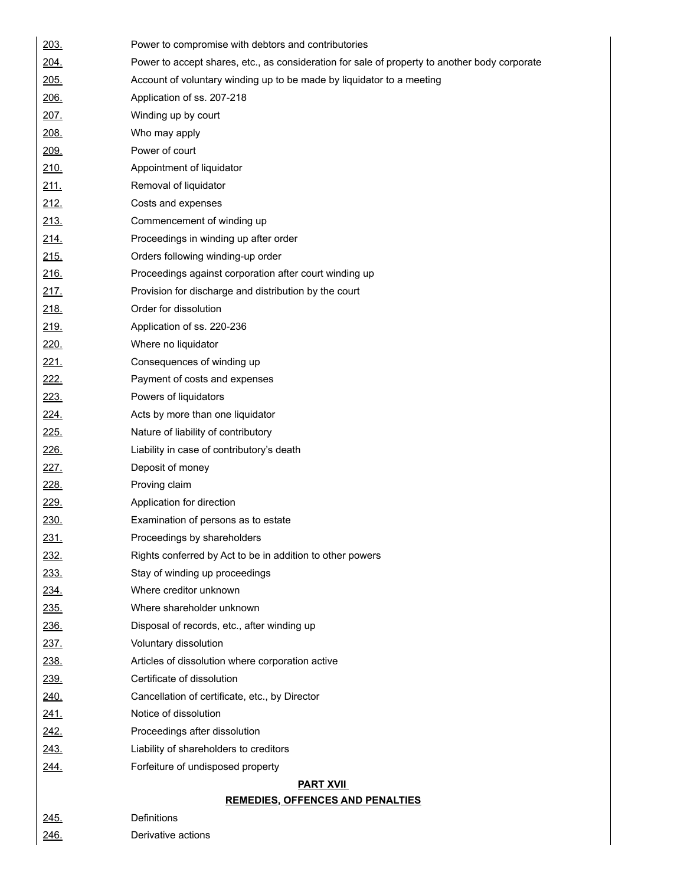| | |
|---|---|
| 203. | Power to compromise with debtors and contributories |
| 204. | Power to accept shares, etc., as consideration for sale of property to another body corporate |
| 205. | Account of voluntary winding up to be made by liquidator to a meeting |
| 206. | Application of ss. 207-218 |
| 207. | Winding up by court |
| 208. | Who may apply |
| 209. | Power of court |
| 210. | Appointment of liquidator |
| 211. | Removal of liquidator |
| 212. | Costs and expenses |
| 213. | Commencement of winding up |
| 214. | Proceedings in winding up after order |
| 215. | Orders following winding-up order |
| 216. | Proceedings against corporation after court winding up |
| 217. | Provision for discharge and distribution by the court |
| 218. | Order for dissolution |
| 219. | Application of ss. 220-236 |
| 220. | Where no liquidator |
| 221. | Consequences of winding up |
| 222. | Payment of costs and expenses |
| 223. | Powers of liquidators |
| 224. | Acts by more than one liquidator |
| 225. | Nature of liability of contributory |
| 226. | Liability in case of contributory's death |
| 227. | Deposit of money |
| 228. | Proving claim |
| 229. | Application for direction |
| 230. | Examination of persons as to estate |
| 231. | Proceedings by shareholders |
| 232. | Rights conferred by Act to be in addition to other powers |
| 233. | Stay of winding up proceedings |
| 234. | Where creditor unknown |
| 235. | Where shareholder unknown |
| 236. | Disposal of records, etc., after winding up |
| 237. | Voluntary dissolution |
| 238. | Articles of dissolution where corporation active |
| 239. | Certificate of dissolution |
| 240. | Cancellation of certificate, etc., by Director |
| 241. | Notice of dissolution |
| 242. | Proceedings after dissolution |
| 243. | Liability of shareholders to creditors |
| 244. | Forfeiture of undisposed property |

## PART XVII
## REMEDIES, OFFENCES AND PENALTIES

| | |
|---|---|
| 245. | Definitions |
| 246. | Derivative actions |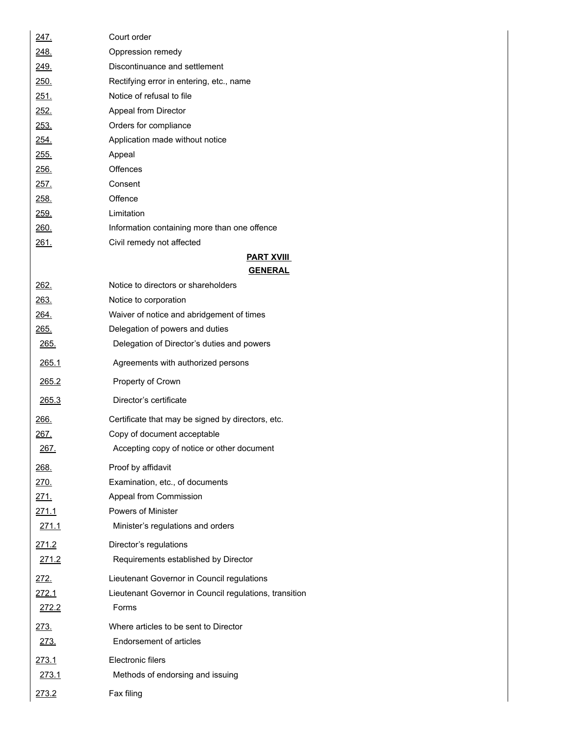| | |
|---|---|
| 247. | Court order |
| 248. | Oppression remedy |
| 249. | Discontinuance and settlement |
| 250. | Rectifying error in entering, etc., name |
| 251. | Notice of refusal to file |
| 252. | Appeal from Director |
| 253. | Orders for compliance |
| 254. | Application made without notice |
| 255. | Appeal |
| 256. | Offences |
| 257. | Consent |
| 258. | Offence |
| 259. | Limitation |
| 260. | Information containing more than one offence |
| 261. | Civil remedy not affected |

## PART XVIII
## GENERAL

| | |
|---|---|
| 262. | Notice to directors or shareholders |
| 263. | Notice to corporation |
| 264. | Waiver of notice and abridgement of times |
| 265. | Delegation of powers and duties |
| 265. | Delegation of Director's duties and powers |
| 265.1 | Agreements with authorized persons |
| 265.2 | Property of Crown |
| 265.3 | Director's certificate |
| 266. | Certificate that may be signed by directors, etc. |
| 267. | Copy of document acceptable |
| 267. | Accepting copy of notice or other document |
| 268. | Proof by affidavit |
| 270. | Examination, etc., of documents |
| 271. | Appeal from Commission |
| 271.1 | Powers of Minister |
| 271.1 | Minister's regulations and orders |
| 271.2 | Director's regulations |
| 271.2 | Requirements established by Director |
| 272. | Lieutenant Governor in Council regulations |
| 272.1 | Lieutenant Governor in Council regulations, transition |
| 272.2 | Forms |
| 273. | Where articles to be sent to Director |
| 273. | Endorsement of articles |
| 273.1 | Electronic filers |
| 273.1 | Methods of endorsing and issuing |
| 273.2 | Fax filing |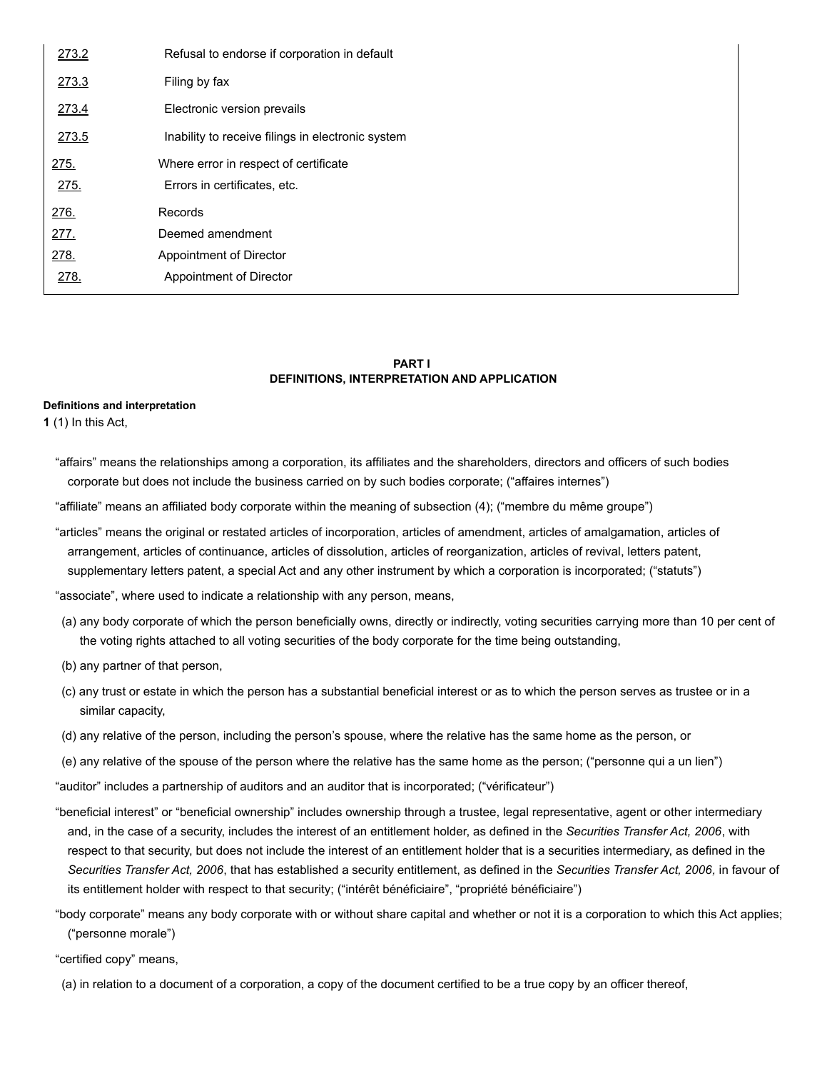| | |
|---|---|
| 273.2 | Refusal to endorse if corporation in default |
| 273.3 | Filing by fax |
| 273.4 | Electronic version prevails |
| 273.5 | Inability to receive filings in electronic system |
| 275. | Where error in respect of certificate |
| 275. | Errors in certificates, etc. |
| 276. | Records |
| 277. | Deemed amendment |
| 278. | Appointment of Director |
| 278. | Appointment of Director |

## PART I
## DEFINITIONS, INTERPRETATION AND APPLICATION

**Definitions and interpretation**

**1** (1) In this Act,

"affairs" means the relationships among a corporation, its affiliates and the shareholders, directors and officers of such bodies corporate but does not include the business carried on by such bodies corporate; ("affaires internes")

"affiliate" means an affiliated body corporate within the meaning of subsection (4); ("membre du même groupe")

"articles" means the original or restated articles of incorporation, articles of amendment, articles of amalgamation, articles of arrangement, articles of continuance, articles of dissolution, articles of reorganization, articles of revival, letters patent, supplementary letters patent, a special Act and any other instrument by which a corporation is incorporated; ("statuts")

"associate", where used to indicate a relationship with any person, means,

(a) any body corporate of which the person beneficially owns, directly or indirectly, voting securities carrying more than 10 per cent of the voting rights attached to all voting securities of the body corporate for the time being outstanding,

(b) any partner of that person,

(c) any trust or estate in which the person has a substantial beneficial interest or as to which the person serves as trustee or in a similar capacity,

(d) any relative of the person, including the person's spouse, where the relative has the same home as the person, or

(e) any relative of the spouse of the person where the relative has the same home as the person; ("personne qui a un lien")

"auditor" includes a partnership of auditors and an auditor that is incorporated; ("vérificateur")

"beneficial interest" or "beneficial ownership" includes ownership through a trustee, legal representative, agent or other intermediary and, in the case of a security, includes the interest of an entitlement holder, as defined in the *Securities Transfer Act, 2006*, with respect to that security, but does not include the interest of an entitlement holder that is a securities intermediary, as defined in the *Securities Transfer Act, 2006*, that has established a security entitlement, as defined in the *Securities Transfer Act, 2006,* in favour of its entitlement holder with respect to that security; ("intérêt bénéficiaire", "propriété bénéficiaire")

"body corporate" means any body corporate with or without share capital and whether or not it is a corporation to which this Act applies; ("personne morale")

"certified copy" means,

(a) in relation to a document of a corporation, a copy of the document certified to be a true copy by an officer thereof,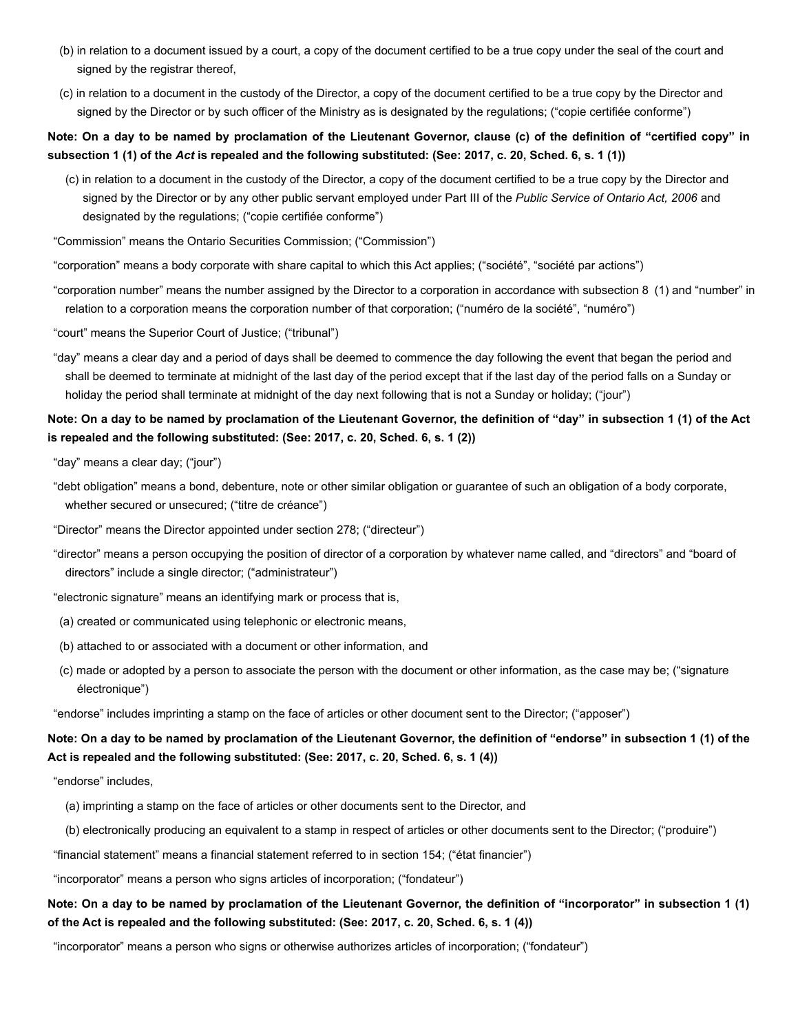(b) in relation to a document issued by a court, a copy of the document certified to be a true copy under the seal of the court and signed by the registrar thereof,

(c) in relation to a document in the custody of the Director, a copy of the document certified to be a true copy by the Director and signed by the Director or by such officer of the Ministry as is designated by the regulations; ("copie certifiée conforme")

**Note: On a day to be named by proclamation of the Lieutenant Governor, clause (c) of the definition of "certified copy" in subsection 1 (1) of the *Act* is repealed and the following substituted: (See: 2017, c. 20, Sched. 6, s. 1 (1))**

(c) in relation to a document in the custody of the Director, a copy of the document certified to be a true copy by the Director and signed by the Director or by any other public servant employed under Part III of the *Public Service of Ontario Act, 2006* and designated by the regulations; ("copie certifiée conforme")

"Commission" means the Ontario Securities Commission; ("Commission")

"corporation" means a body corporate with share capital to which this Act applies; ("société", "société par actions")

"corporation number" means the number assigned by the Director to a corporation in accordance with subsection 8 (1) and "number" in relation to a corporation means the corporation number of that corporation; ("numéro de la société", "numéro")

"court" means the Superior Court of Justice; ("tribunal")

"day" means a clear day and a period of days shall be deemed to commence the day following the event that began the period and shall be deemed to terminate at midnight of the last day of the period except that if the last day of the period falls on a Sunday or holiday the period shall terminate at midnight of the day next following that is not a Sunday or holiday; ("jour")

**Note: On a day to be named by proclamation of the Lieutenant Governor, the definition of "day" in subsection 1 (1) of the Act is repealed and the following substituted: (See: 2017, c. 20, Sched. 6, s. 1 (2))**

"day" means a clear day; ("jour")

"debt obligation" means a bond, debenture, note or other similar obligation or guarantee of such an obligation of a body corporate, whether secured or unsecured; ("titre de créance")

"Director" means the Director appointed under section 278; ("directeur")

"director" means a person occupying the position of director of a corporation by whatever name called, and "directors" and "board of directors" include a single director; ("administrateur")

"electronic signature" means an identifying mark or process that is,

(a) created or communicated using telephonic or electronic means,

(b) attached to or associated with a document or other information, and

(c) made or adopted by a person to associate the person with the document or other information, as the case may be; ("signature électronique")

"endorse" includes imprinting a stamp on the face of articles or other document sent to the Director; ("apposer")

**Note: On a day to be named by proclamation of the Lieutenant Governor, the definition of "endorse" in subsection 1 (1) of the Act is repealed and the following substituted: (See: 2017, c. 20, Sched. 6, s. 1 (4))**

"endorse" includes,

(a) imprinting a stamp on the face of articles or other documents sent to the Director, and

(b) electronically producing an equivalent to a stamp in respect of articles or other documents sent to the Director; ("produire")

"financial statement" means a financial statement referred to in section 154; ("état financier")

"incorporator" means a person who signs articles of incorporation; ("fondateur")

**Note: On a day to be named by proclamation of the Lieutenant Governor, the definition of "incorporator" in subsection 1 (1) of the Act is repealed and the following substituted: (See: 2017, c. 20, Sched. 6, s. 1 (4))**

"incorporator" means a person who signs or otherwise authorizes articles of incorporation; ("fondateur")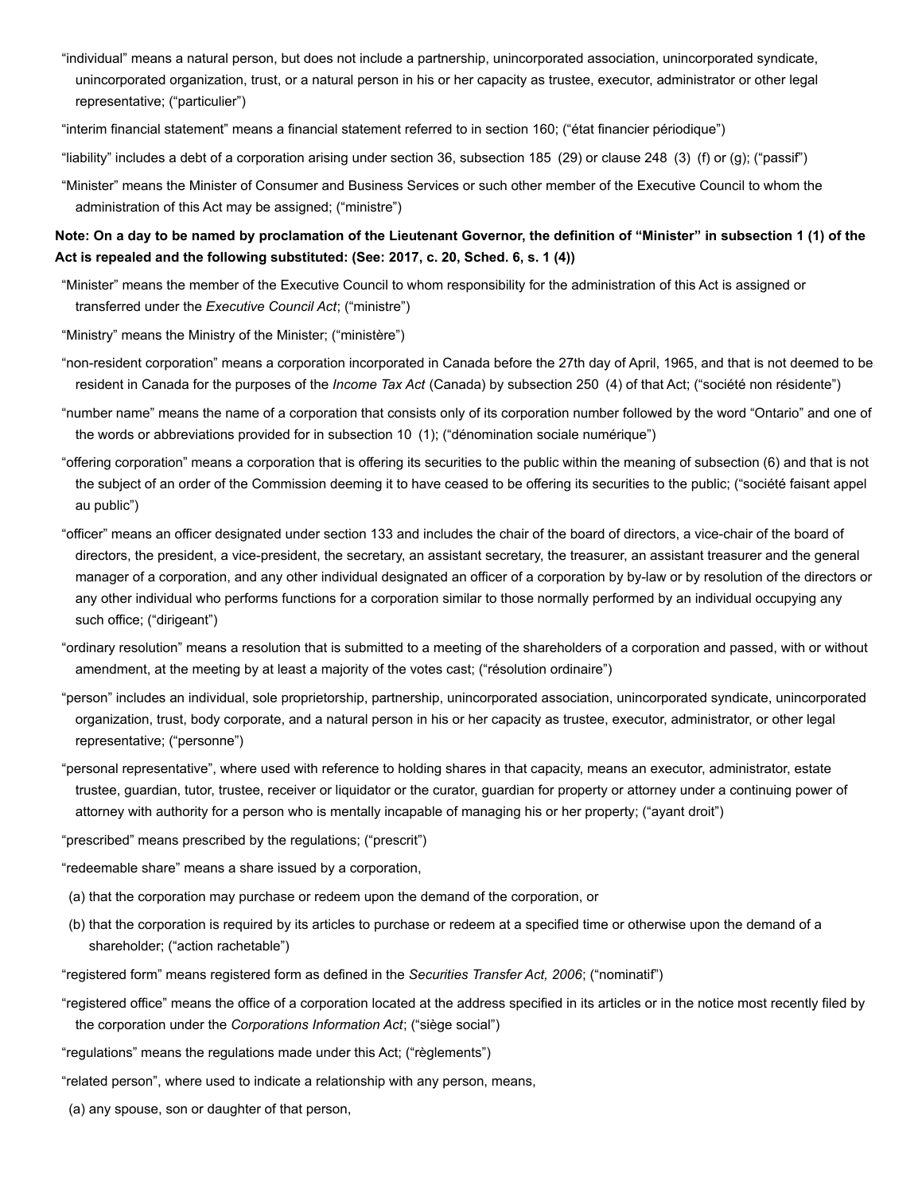"individual" means a natural person, but does not include a partnership, unincorporated association, unincorporated syndicate, unincorporated organization, trust, or a natural person in his or her capacity as trustee, executor, administrator or other legal representative; ("particulier")

"interim financial statement" means a financial statement referred to in section 160; ("état financier périodique")

"liability" includes a debt of a corporation arising under section 36, subsection 185 (29) or clause 248 (3) (f) or (g); ("passif")

"Minister" means the Minister of Consumer and Business Services or such other member of the Executive Council to whom the administration of this Act may be assigned; ("ministre")

**Note: On a day to be named by proclamation of the Lieutenant Governor, the definition of "Minister" in subsection 1 (1) of the Act is repealed and the following substituted: (See: 2017, c. 20, Sched. 6, s. 1 (4))**

"Minister" means the member of the Executive Council to whom responsibility for the administration of this Act is assigned or transferred under the *Executive Council Act*; ("ministre")

"Ministry" means the Ministry of the Minister; ("ministère")

"non-resident corporation" means a corporation incorporated in Canada before the 27th day of April, 1965, and that is not deemed to be resident in Canada for the purposes of the *Income Tax Act* (Canada) by subsection 250 (4) of that Act; ("société non résidente")

"number name" means the name of a corporation that consists only of its corporation number followed by the word "Ontario" and one of the words or abbreviations provided for in subsection 10 (1); ("dénomination sociale numérique")

"offering corporation" means a corporation that is offering its securities to the public within the meaning of subsection (6) and that is not the subject of an order of the Commission deeming it to have ceased to be offering its securities to the public; ("société faisant appel au public")

"officer" means an officer designated under section 133 and includes the chair of the board of directors, a vice-chair of the board of directors, the president, a vice-president, the secretary, an assistant secretary, the treasurer, an assistant treasurer and the general manager of a corporation, and any other individual designated an officer of a corporation by by-law or by resolution of the directors or any other individual who performs functions for a corporation similar to those normally performed by an individual occupying any such office; ("dirigeant")

"ordinary resolution" means a resolution that is submitted to a meeting of the shareholders of a corporation and passed, with or without amendment, at the meeting by at least a majority of the votes cast; ("résolution ordinaire")

"person" includes an individual, sole proprietorship, partnership, unincorporated association, unincorporated syndicate, unincorporated organization, trust, body corporate, and a natural person in his or her capacity as trustee, executor, administrator, or other legal representative; ("personne")

"personal representative", where used with reference to holding shares in that capacity, means an executor, administrator, estate trustee, guardian, tutor, trustee, receiver or liquidator or the curator, guardian for property or attorney under a continuing power of attorney with authority for a person who is mentally incapable of managing his or her property; ("ayant droit")

"prescribed" means prescribed by the regulations; ("prescrit")

"redeemable share" means a share issued by a corporation,

(a) that the corporation may purchase or redeem upon the demand of the corporation, or

(b) that the corporation is required by its articles to purchase or redeem at a specified time or otherwise upon the demand of a shareholder; ("action rachetable")

"registered form" means registered form as defined in the *Securities Transfer Act, 2006*; ("nominatif")

"registered office" means the office of a corporation located at the address specified in its articles or in the notice most recently filed by the corporation under the *Corporations Information Act*; ("siège social")

"regulations" means the regulations made under this Act; ("règlements")

"related person", where used to indicate a relationship with any person, means,

(a) any spouse, son or daughter of that person,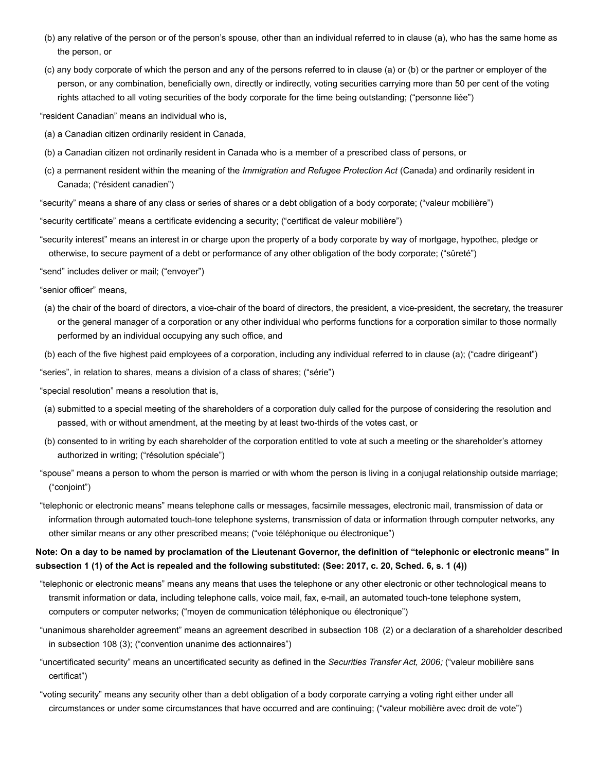(b) any relative of the person or of the person's spouse, other than an individual referred to in clause (a), who has the same home as the person, or

(c) any body corporate of which the person and any of the persons referred to in clause (a) or (b) or the partner or employer of the person, or any combination, beneficially own, directly or indirectly, voting securities carrying more than 50 per cent of the voting rights attached to all voting securities of the body corporate for the time being outstanding; ("personne liée")

"resident Canadian" means an individual who is,

(a) a Canadian citizen ordinarily resident in Canada,

(b) a Canadian citizen not ordinarily resident in Canada who is a member of a prescribed class of persons, or

(c) a permanent resident within the meaning of the *Immigration and Refugee Protection Act* (Canada) and ordinarily resident in Canada; ("résident canadien")

"security" means a share of any class or series of shares or a debt obligation of a body corporate; ("valeur mobilière")

"security certificate" means a certificate evidencing a security; ("certificat de valeur mobilière")

"security interest" means an interest in or charge upon the property of a body corporate by way of mortgage, hypothec, pledge or otherwise, to secure payment of a debt or performance of any other obligation of the body corporate; ("sûreté")

"send" includes deliver or mail; ("envoyer")

"senior officer" means,

(a) the chair of the board of directors, a vice-chair of the board of directors, the president, a vice-president, the secretary, the treasurer or the general manager of a corporation or any other individual who performs functions for a corporation similar to those normally performed by an individual occupying any such office, and

(b) each of the five highest paid employees of a corporation, including any individual referred to in clause (a); ("cadre dirigeant")

"series", in relation to shares, means a division of a class of shares; ("série")

"special resolution" means a resolution that is,

(a) submitted to a special meeting of the shareholders of a corporation duly called for the purpose of considering the resolution and passed, with or without amendment, at the meeting by at least two-thirds of the votes cast, or

(b) consented to in writing by each shareholder of the corporation entitled to vote at such a meeting or the shareholder's attorney authorized in writing; ("résolution spéciale")

"spouse" means a person to whom the person is married or with whom the person is living in a conjugal relationship outside marriage; ("conjoint")

"telephonic or electronic means" means telephone calls or messages, facsimile messages, electronic mail, transmission of data or information through automated touch-tone telephone systems, transmission of data or information through computer networks, any other similar means or any other prescribed means; ("voie téléphonique ou électronique")

**Note: On a day to be named by proclamation of the Lieutenant Governor, the definition of "telephonic or electronic means" in subsection 1 (1) of the Act is repealed and the following substituted: (See: 2017, c. 20, Sched. 6, s. 1 (4))**

"telephonic or electronic means" means any means that uses the telephone or any other electronic or other technological means to transmit information or data, including telephone calls, voice mail, fax, e-mail, an automated touch-tone telephone system, computers or computer networks; ("moyen de communication téléphonique ou électronique")

"unanimous shareholder agreement" means an agreement described in subsection 108 (2) or a declaration of a shareholder described in subsection 108 (3); ("convention unanime des actionnaires")

"uncertificated security" means an uncertificated security as defined in the *Securities Transfer Act, 2006;* ("valeur mobilière sans certificat")

"voting security" means any security other than a debt obligation of a body corporate carrying a voting right either under all circumstances or under some circumstances that have occurred and are continuing; ("valeur mobilière avec droit de vote")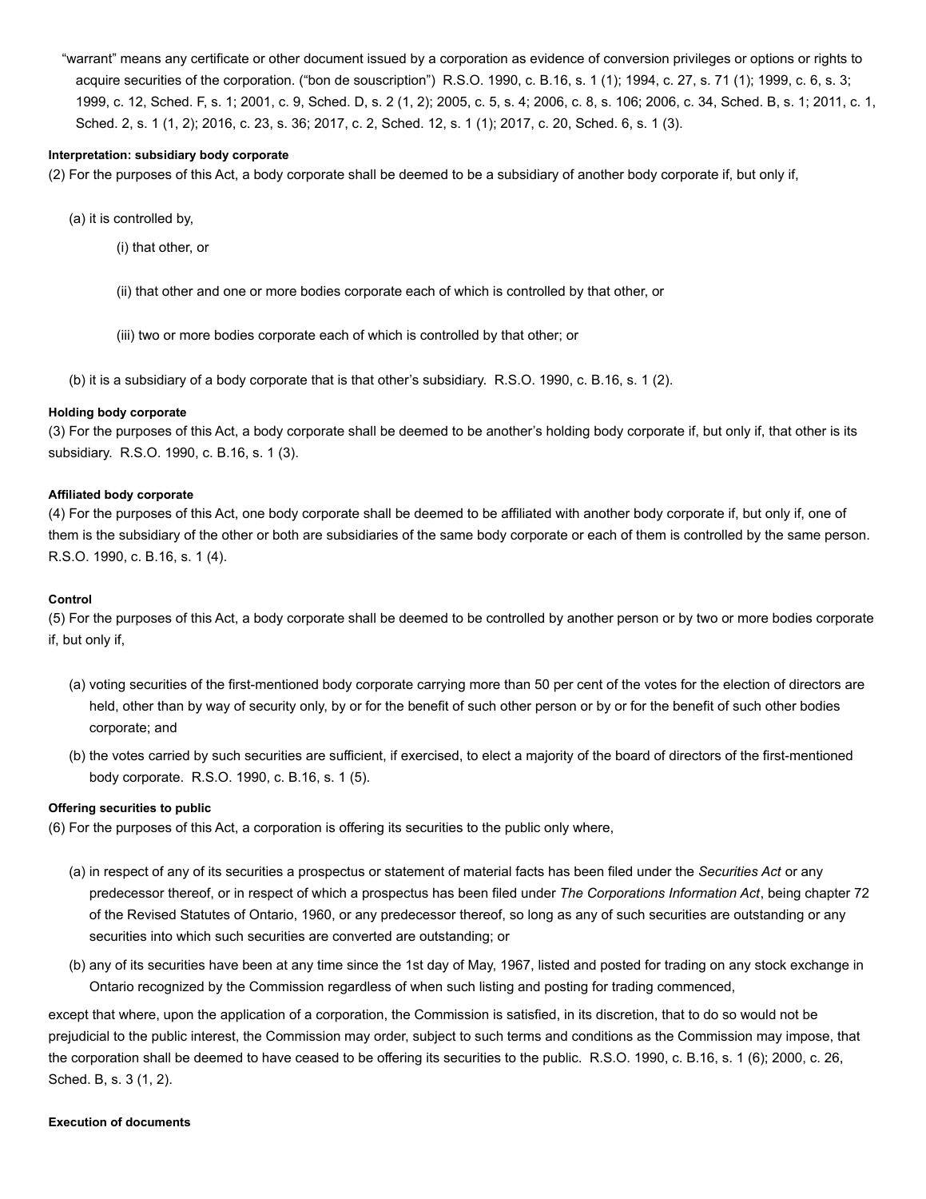"warrant" means any certificate or other document issued by a corporation as evidence of conversion privileges or options or rights to acquire securities of the corporation. ("bon de souscription") R.S.O. 1990, c. B.16, s. 1 (1); 1994, c. 27, s. 71 (1); 1999, c. 6, s. 3; 1999, c. 12, Sched. F, s. 1; 2001, c. 9, Sched. D, s. 2 (1, 2); 2005, c. 5, s. 4; 2006, c. 8, s. 106; 2006, c. 34, Sched. B, s. 1; 2011, c. 1, Sched. 2, s. 1 (1, 2); 2016, c. 23, s. 36; 2017, c. 2, Sched. 12, s. 1 (1); 2017, c. 20, Sched. 6, s. 1 (3).

**Interpretation: subsidiary body corporate**

(2) For the purposes of this Act, a body corporate shall be deemed to be a subsidiary of another body corporate if, but only if,

(a) it is controlled by,

(i) that other, or

(ii) that other and one or more bodies corporate each of which is controlled by that other, or

(iii) two or more bodies corporate each of which is controlled by that other; or

(b) it is a subsidiary of a body corporate that is that other's subsidiary. R.S.O. 1990, c. B.16, s. 1 (2).

**Holding body corporate**

(3) For the purposes of this Act, a body corporate shall be deemed to be another's holding body corporate if, but only if, that other is its subsidiary. R.S.O. 1990, c. B.16, s. 1 (3).

**Affiliated body corporate**

(4) For the purposes of this Act, one body corporate shall be deemed to be affiliated with another body corporate if, but only if, one of them is the subsidiary of the other or both are subsidiaries of the same body corporate or each of them is controlled by the same person. R.S.O. 1990, c. B.16, s. 1 (4).

**Control**

(5) For the purposes of this Act, a body corporate shall be deemed to be controlled by another person or by two or more bodies corporate if, but only if,

(a) voting securities of the first-mentioned body corporate carrying more than 50 per cent of the votes for the election of directors are held, other than by way of security only, by or for the benefit of such other person or by or for the benefit of such other bodies corporate; and

(b) the votes carried by such securities are sufficient, if exercised, to elect a majority of the board of directors of the first-mentioned body corporate. R.S.O. 1990, c. B.16, s. 1 (5).

**Offering securities to public**

(6) For the purposes of this Act, a corporation is offering its securities to the public only where,

(a) in respect of any of its securities a prospectus or statement of material facts has been filed under the *Securities Act* or any predecessor thereof, or in respect of which a prospectus has been filed under *The Corporations Information Act*, being chapter 72 of the Revised Statutes of Ontario, 1960, or any predecessor thereof, so long as any of such securities are outstanding or any securities into which such securities are converted are outstanding; or

(b) any of its securities have been at any time since the 1st day of May, 1967, listed and posted for trading on any stock exchange in Ontario recognized by the Commission regardless of when such listing and posting for trading commenced,

except that where, upon the application of a corporation, the Commission is satisfied, in its discretion, that to do so would not be prejudicial to the public interest, the Commission may order, subject to such terms and conditions as the Commission may impose, that the corporation shall be deemed to have ceased to be offering its securities to the public. R.S.O. 1990, c. B.16, s. 1 (6); 2000, c. 26, Sched. B, s. 3 (1, 2).

**Execution of documents**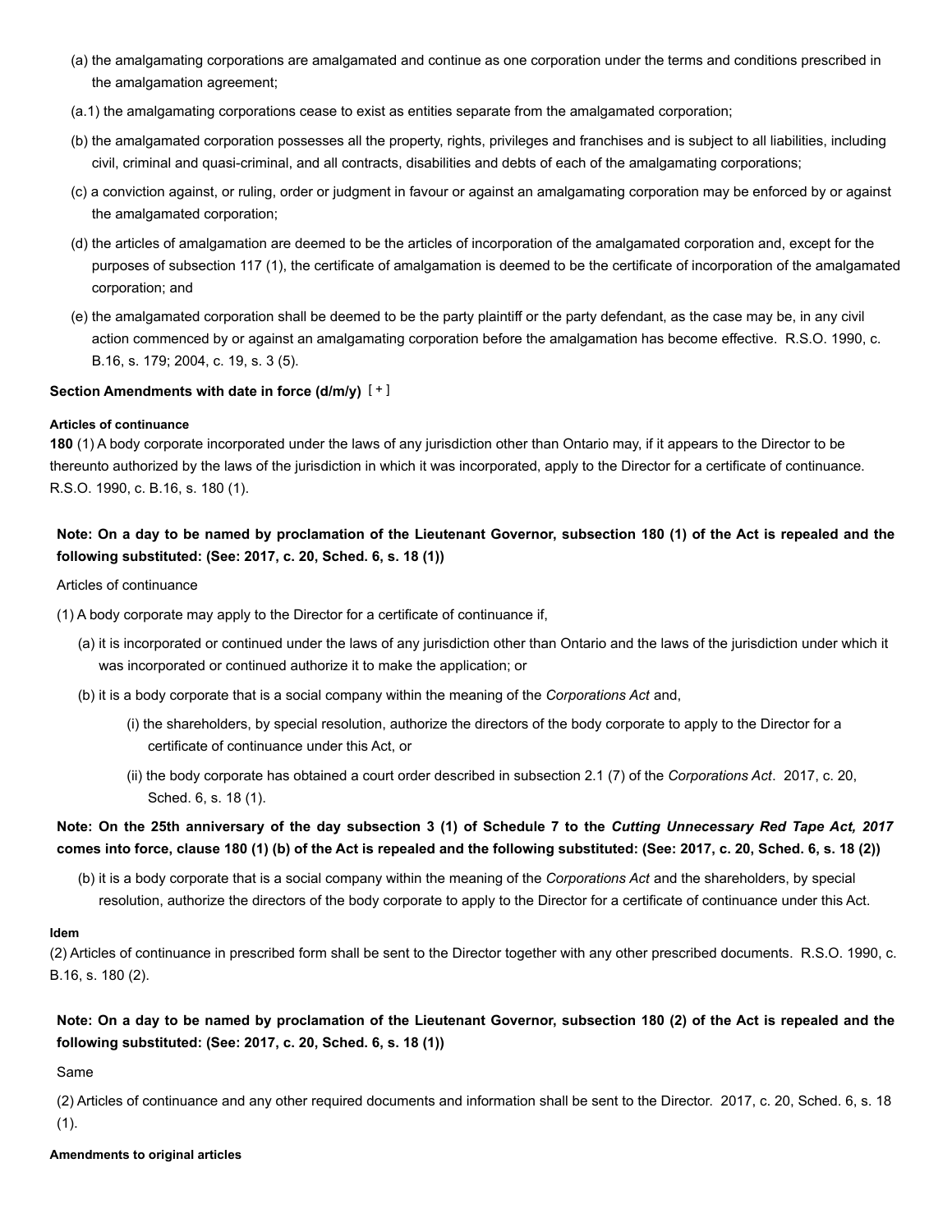(a) the amalgamating corporations are amalgamated and continue as one corporation under the terms and conditions prescribed in the amalgamation agreement;

(a.1) the amalgamating corporations cease to exist as entities separate from the amalgamated corporation;

(b) the amalgamated corporation possesses all the property, rights, privileges and franchises and is subject to all liabilities, including civil, criminal and quasi-criminal, and all contracts, disabilities and debts of each of the amalgamating corporations;

(c) a conviction against, or ruling, order or judgment in favour or against an amalgamating corporation may be enforced by or against the amalgamated corporation;

(d) the articles of amalgamation are deemed to be the articles of incorporation of the amalgamated corporation and, except for the purposes of subsection 117 (1), the certificate of amalgamation is deemed to be the certificate of incorporation of the amalgamated corporation; and

(e) the amalgamated corporation shall be deemed to be the party plaintiff or the party defendant, as the case may be, in any civil action commenced by or against an amalgamating corporation before the amalgamation has become effective. R.S.O. 1990, c. B.16, s. 179; 2004, c. 19, s. 3 (5).

**Section Amendments with date in force (d/m/y)** [+]

**Articles of continuance**

**180** (1) A body corporate incorporated under the laws of any jurisdiction other than Ontario may, if it appears to the Director to be thereunto authorized by the laws of the jurisdiction in which it was incorporated, apply to the Director for a certificate of continuance. R.S.O. 1990, c. B.16, s. 180 (1).

**Note: On a day to be named by proclamation of the Lieutenant Governor, subsection 180 (1) of the Act is repealed and the following substituted: (See: 2017, c. 20, Sched. 6, s. 18 (1))**

Articles of continuance

(1) A body corporate may apply to the Director for a certificate of continuance if,

(a) it is incorporated or continued under the laws of any jurisdiction other than Ontario and the laws of the jurisdiction under which it was incorporated or continued authorize it to make the application; or

(b) it is a body corporate that is a social company within the meaning of the *Corporations Act* and,

(i) the shareholders, by special resolution, authorize the directors of the body corporate to apply to the Director for a certificate of continuance under this Act, or

(ii) the body corporate has obtained a court order described in subsection 2.1 (7) of the *Corporations Act*. 2017, c. 20, Sched. 6, s. 18 (1).

**Note: On the 25th anniversary of the day subsection 3 (1) of Schedule 7 to the *Cutting Unnecessary Red Tape Act, 2017* comes into force, clause 180 (1) (b) of the Act is repealed and the following substituted: (See: 2017, c. 20, Sched. 6, s. 18 (2))**

(b) it is a body corporate that is a social company within the meaning of the *Corporations Act* and the shareholders, by special resolution, authorize the directors of the body corporate to apply to the Director for a certificate of continuance under this Act.

**Idem**

(2) Articles of continuance in prescribed form shall be sent to the Director together with any other prescribed documents. R.S.O. 1990, c. B.16, s. 180 (2).

**Note: On a day to be named by proclamation of the Lieutenant Governor, subsection 180 (2) of the Act is repealed and the following substituted: (See: 2017, c. 20, Sched. 6, s. 18 (1))**

Same

(2) Articles of continuance and any other required documents and information shall be sent to the Director. 2017, c. 20, Sched. 6, s. 18 (1).

**Amendments to original articles**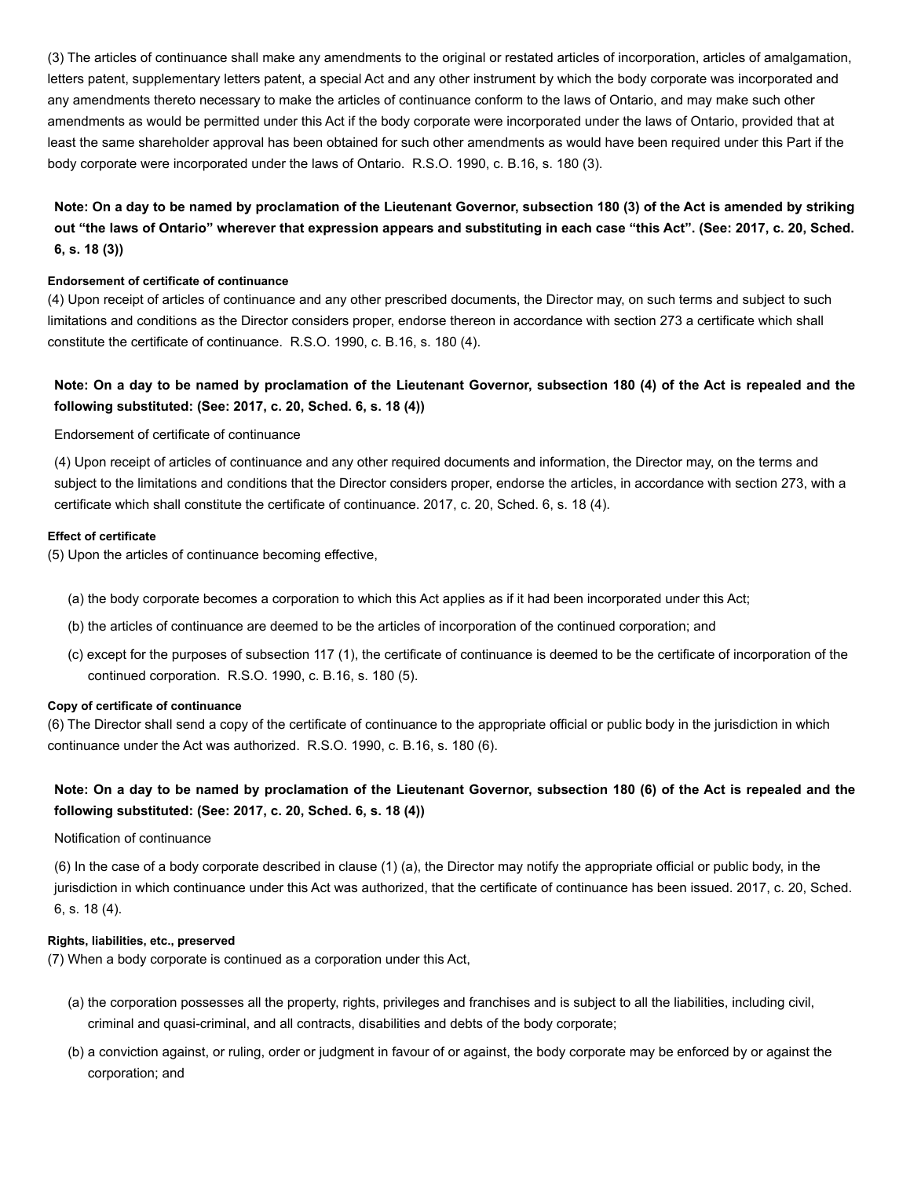(3) The articles of continuance shall make any amendments to the original or restated articles of incorporation, articles of amalgamation, letters patent, supplementary letters patent, a special Act and any other instrument by which the body corporate was incorporated and any amendments thereto necessary to make the articles of continuance conform to the laws of Ontario, and may make such other amendments as would be permitted under this Act if the body corporate were incorporated under the laws of Ontario, provided that at least the same shareholder approval has been obtained for such other amendments as would have been required under this Part if the body corporate were incorporated under the laws of Ontario. R.S.O. 1990, c. B.16, s. 180 (3).

**Note: On a day to be named by proclamation of the Lieutenant Governor, subsection 180 (3) of the Act is amended by striking out "the laws of Ontario" wherever that expression appears and substituting in each case "this Act". (See: 2017, c. 20, Sched. 6, s. 18 (3))**

**Endorsement of certificate of continuance**

(4) Upon receipt of articles of continuance and any other prescribed documents, the Director may, on such terms and subject to such limitations and conditions as the Director considers proper, endorse thereon in accordance with section 273 a certificate which shall constitute the certificate of continuance. R.S.O. 1990, c. B.16, s. 180 (4).

**Note: On a day to be named by proclamation of the Lieutenant Governor, subsection 180 (4) of the Act is repealed and the following substituted: (See: 2017, c. 20, Sched. 6, s. 18 (4))**

Endorsement of certificate of continuance

(4) Upon receipt of articles of continuance and any other required documents and information, the Director may, on the terms and subject to the limitations and conditions that the Director considers proper, endorse the articles, in accordance with section 273, with a certificate which shall constitute the certificate of continuance. 2017, c. 20, Sched. 6, s. 18 (4).

**Effect of certificate**

(5) Upon the articles of continuance becoming effective,

(a) the body corporate becomes a corporation to which this Act applies as if it had been incorporated under this Act;

(b) the articles of continuance are deemed to be the articles of incorporation of the continued corporation; and

(c) except for the purposes of subsection 117 (1), the certificate of continuance is deemed to be the certificate of incorporation of the continued corporation. R.S.O. 1990, c. B.16, s. 180 (5).

**Copy of certificate of continuance**

(6) The Director shall send a copy of the certificate of continuance to the appropriate official or public body in the jurisdiction in which continuance under the Act was authorized. R.S.O. 1990, c. B.16, s. 180 (6).

**Note: On a day to be named by proclamation of the Lieutenant Governor, subsection 180 (6) of the Act is repealed and the following substituted: (See: 2017, c. 20, Sched. 6, s. 18 (4))**

Notification of continuance

(6) In the case of a body corporate described in clause (1) (a), the Director may notify the appropriate official or public body, in the jurisdiction in which continuance under this Act was authorized, that the certificate of continuance has been issued. 2017, c. 20, Sched. 6, s. 18 (4).

**Rights, liabilities, etc., preserved**

(7) When a body corporate is continued as a corporation under this Act,

(a) the corporation possesses all the property, rights, privileges and franchises and is subject to all the liabilities, including civil, criminal and quasi-criminal, and all contracts, disabilities and debts of the body corporate;

(b) a conviction against, or ruling, order or judgment in favour of or against, the body corporate may be enforced by or against the corporation; and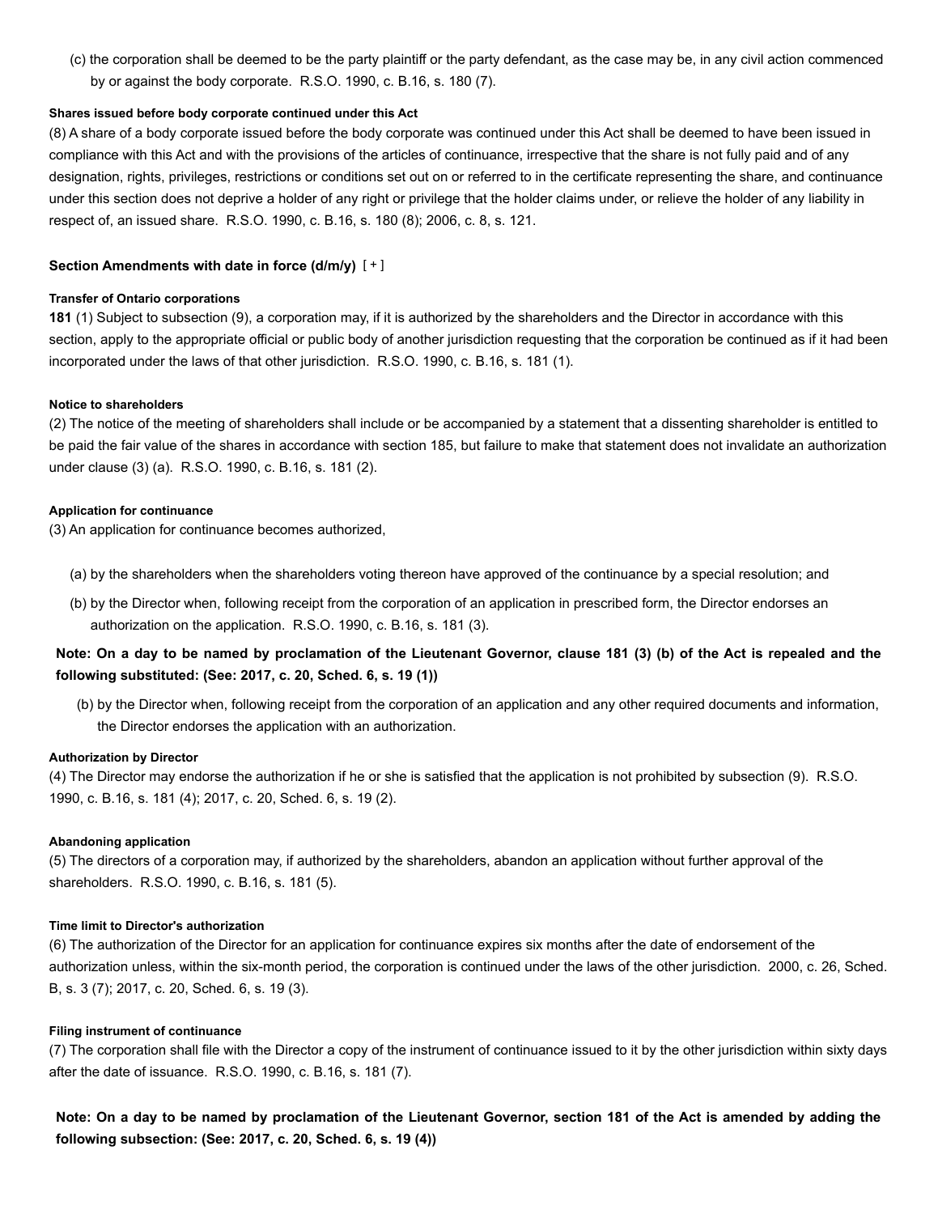(c) the corporation shall be deemed to be the party plaintiff or the party defendant, as the case may be, in any civil action commenced by or against the body corporate.  R.S.O. 1990, c. B.16, s. 180 (7).

**Shares issued before body corporate continued under this Act**

(8) A share of a body corporate issued before the body corporate was continued under this Act shall be deemed to have been issued in compliance with this Act and with the provisions of the articles of continuance, irrespective that the share is not fully paid and of any designation, rights, privileges, restrictions or conditions set out on or referred to in the certificate representing the share, and continuance under this section does not deprive a holder of any right or privilege that the holder claims under, or relieve the holder of any liability in respect of, an issued share.  R.S.O. 1990, c. B.16, s. 180 (8); 2006, c. 8, s. 121.

**Section Amendments with date in force (d/m/y)** [ + ]

**Transfer of Ontario corporations**

**181** (1) Subject to subsection (9), a corporation may, if it is authorized by the shareholders and the Director in accordance with this section, apply to the appropriate official or public body of another jurisdiction requesting that the corporation be continued as if it had been incorporated under the laws of that other jurisdiction.  R.S.O. 1990, c. B.16, s. 181 (1).

**Notice to shareholders**

(2) The notice of the meeting of shareholders shall include or be accompanied by a statement that a dissenting shareholder is entitled to be paid the fair value of the shares in accordance with section 185, but failure to make that statement does not invalidate an authorization under clause (3) (a).  R.S.O. 1990, c. B.16, s. 181 (2).

**Application for continuance**

(3) An application for continuance becomes authorized,

(a) by the shareholders when the shareholders voting thereon have approved of the continuance by a special resolution; and

(b) by the Director when, following receipt from the corporation of an application in prescribed form, the Director endorses an authorization on the application.  R.S.O. 1990, c. B.16, s. 181 (3).

**Note: On a day to be named by proclamation of the Lieutenant Governor, clause 181 (3) (b) of the Act is repealed and the following substituted: (See: 2017, c. 20, Sched. 6, s. 19 (1))**

(b) by the Director when, following receipt from the corporation of an application and any other required documents and information, the Director endorses the application with an authorization.

**Authorization by Director**

(4) The Director may endorse the authorization if he or she is satisfied that the application is not prohibited by subsection (9).  R.S.O. 1990, c. B.16, s. 181 (4); 2017, c. 20, Sched. 6, s. 19 (2).

**Abandoning application**

(5) The directors of a corporation may, if authorized by the shareholders, abandon an application without further approval of the shareholders.  R.S.O. 1990, c. B.16, s. 181 (5).

**Time limit to Director's authorization**

(6) The authorization of the Director for an application for continuance expires six months after the date of endorsement of the authorization unless, within the six-month period, the corporation is continued under the laws of the other jurisdiction.  2000, c. 26, Sched. B, s. 3 (7); 2017, c. 20, Sched. 6, s. 19 (3).

**Filing instrument of continuance**

(7) The corporation shall file with the Director a copy of the instrument of continuance issued to it by the other jurisdiction within sixty days after the date of issuance.  R.S.O. 1990, c. B.16, s. 181 (7).

**Note: On a day to be named by proclamation of the Lieutenant Governor, section 181 of the Act is amended by adding the following subsection: (See: 2017, c. 20, Sched. 6, s. 19 (4))**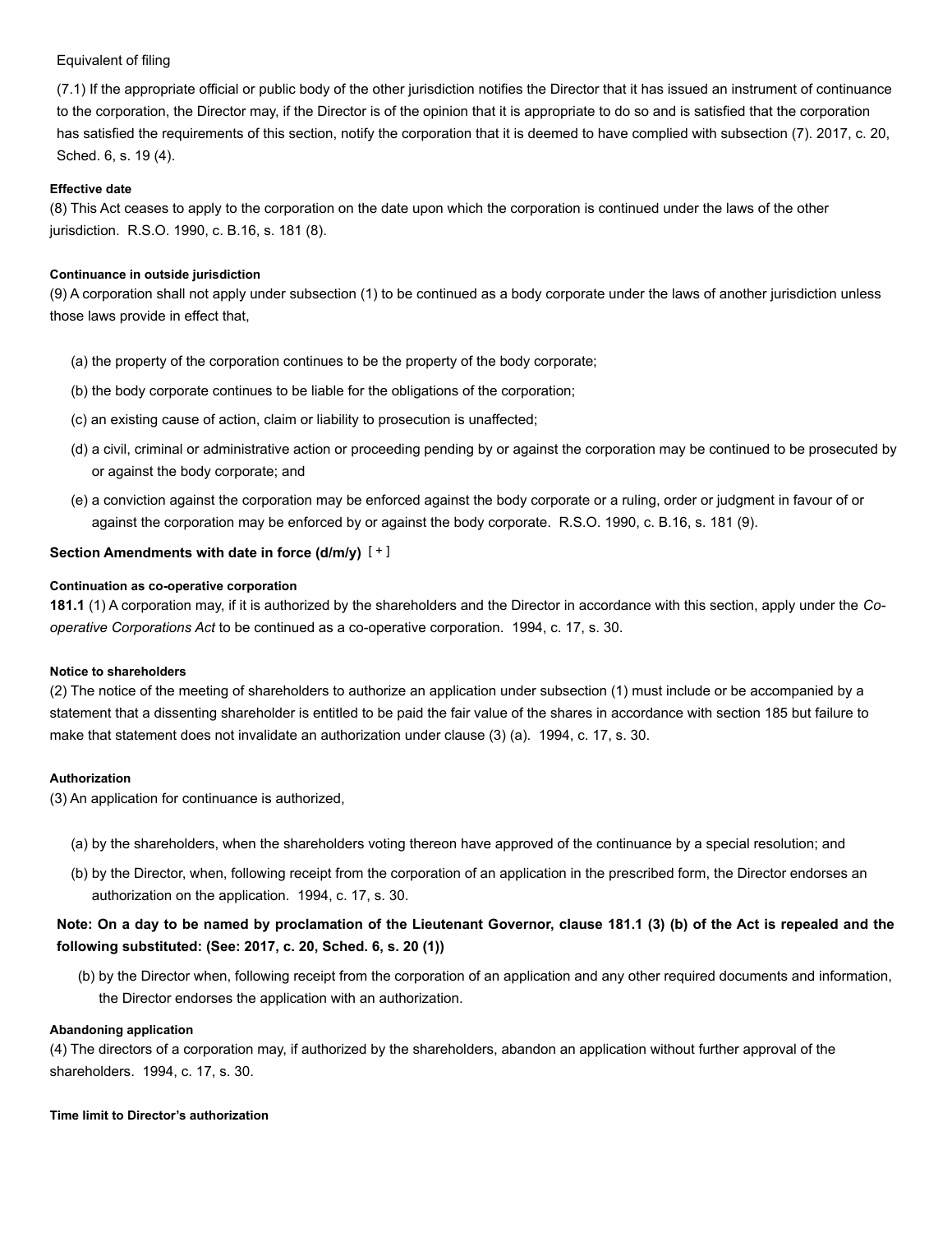Equivalent of filing

(7.1) If the appropriate official or public body of the other jurisdiction notifies the Director that it has issued an instrument of continuance to the corporation, the Director may, if the Director is of the opinion that it is appropriate to do so and is satisfied that the corporation has satisfied the requirements of this section, notify the corporation that it is deemed to have complied with subsection (7). 2017, c. 20, Sched. 6, s. 19 (4).

**Effective date**

(8) This Act ceases to apply to the corporation on the date upon which the corporation is continued under the laws of the other jurisdiction. R.S.O. 1990, c. B.16, s. 181 (8).

**Continuance in outside jurisdiction**

(9) A corporation shall not apply under subsection (1) to be continued as a body corporate under the laws of another jurisdiction unless those laws provide in effect that,

(a) the property of the corporation continues to be the property of the body corporate;

(b) the body corporate continues to be liable for the obligations of the corporation;

(c) an existing cause of action, claim or liability to prosecution is unaffected;

(d) a civil, criminal or administrative action or proceeding pending by or against the corporation may be continued to be prosecuted by or against the body corporate; and

(e) a conviction against the corporation may be enforced against the body corporate or a ruling, order or judgment in favour of or against the corporation may be enforced by or against the body corporate. R.S.O. 1990, c. B.16, s. 181 (9).

**Section Amendments with date in force (d/m/y)** [ + ]

**Continuation as co-operative corporation**

**181.1** (1) A corporation may, if it is authorized by the shareholders and the Director in accordance with this section, apply under the *Co-operative Corporations Act* to be continued as a co-operative corporation. 1994, c. 17, s. 30.

**Notice to shareholders**

(2) The notice of the meeting of shareholders to authorize an application under subsection (1) must include or be accompanied by a statement that a dissenting shareholder is entitled to be paid the fair value of the shares in accordance with section 185 but failure to make that statement does not invalidate an authorization under clause (3) (a). 1994, c. 17, s. 30.

**Authorization**

(3) An application for continuance is authorized,

(a) by the shareholders, when the shareholders voting thereon have approved of the continuance by a special resolution; and

(b) by the Director, when, following receipt from the corporation of an application in the prescribed form, the Director endorses an authorization on the application. 1994, c. 17, s. 30.

**Note: On a day to be named by proclamation of the Lieutenant Governor, clause 181.1 (3) (b) of the Act is repealed and the following substituted: (See: 2017, c. 20, Sched. 6, s. 20 (1))**

(b) by the Director when, following receipt from the corporation of an application and any other required documents and information, the Director endorses the application with an authorization.

**Abandoning application**

(4) The directors of a corporation may, if authorized by the shareholders, abandon an application without further approval of the shareholders. 1994, c. 17, s. 30.

**Time limit to Director's authorization**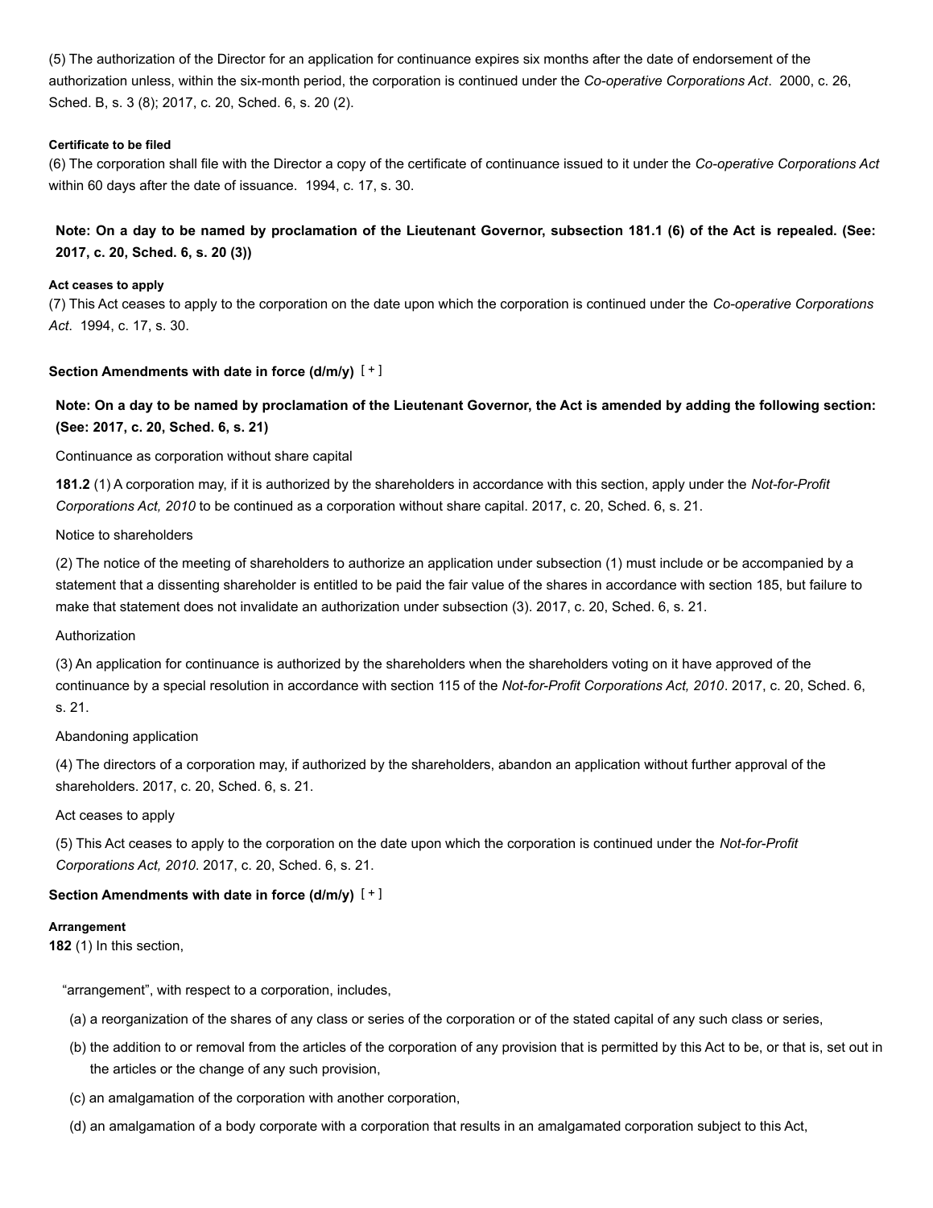(5) The authorization of the Director for an application for continuance expires six months after the date of endorsement of the authorization unless, within the six-month period, the corporation is continued under the *Co-operative Corporations Act*. 2000, c. 26, Sched. B, s. 3 (8); 2017, c. 20, Sched. 6, s. 20 (2).

**Certificate to be filed**

(6) The corporation shall file with the Director a copy of the certificate of continuance issued to it under the *Co-operative Corporations Act* within 60 days after the date of issuance. 1994, c. 17, s. 30.

**Note: On a day to be named by proclamation of the Lieutenant Governor, subsection 181.1 (6) of the Act is repealed. (See: 2017, c. 20, Sched. 6, s. 20 (3))**

**Act ceases to apply**

(7) This Act ceases to apply to the corporation on the date upon which the corporation is continued under the *Co-operative Corporations Act*. 1994, c. 17, s. 30.

**Section Amendments with date in force (d/m/y)** [ + ]

**Note: On a day to be named by proclamation of the Lieutenant Governor, the Act is amended by adding the following section: (See: 2017, c. 20, Sched. 6, s. 21)**

Continuance as corporation without share capital

**181.2** (1) A corporation may, if it is authorized by the shareholders in accordance with this section, apply under the *Not-for-Profit Corporations Act, 2010* to be continued as a corporation without share capital. 2017, c. 20, Sched. 6, s. 21.

Notice to shareholders

(2) The notice of the meeting of shareholders to authorize an application under subsection (1) must include or be accompanied by a statement that a dissenting shareholder is entitled to be paid the fair value of the shares in accordance with section 185, but failure to make that statement does not invalidate an authorization under subsection (3). 2017, c. 20, Sched. 6, s. 21.

Authorization

(3) An application for continuance is authorized by the shareholders when the shareholders voting on it have approved of the continuance by a special resolution in accordance with section 115 of the *Not-for-Profit Corporations Act, 2010*. 2017, c. 20, Sched. 6, s. 21.

Abandoning application

(4) The directors of a corporation may, if authorized by the shareholders, abandon an application without further approval of the shareholders. 2017, c. 20, Sched. 6, s. 21.

Act ceases to apply

(5) This Act ceases to apply to the corporation on the date upon which the corporation is continued under the *Not-for-Profit Corporations Act, 2010*. 2017, c. 20, Sched. 6, s. 21.

**Section Amendments with date in force (d/m/y)** [ + ]

**Arrangement**

**182** (1) In this section,

"arrangement", with respect to a corporation, includes,

(a) a reorganization of the shares of any class or series of the corporation or of the stated capital of any such class or series,

(b) the addition to or removal from the articles of the corporation of any provision that is permitted by this Act to be, or that is, set out in the articles or the change of any such provision,

(c) an amalgamation of the corporation with another corporation,

(d) an amalgamation of a body corporate with a corporation that results in an amalgamated corporation subject to this Act,